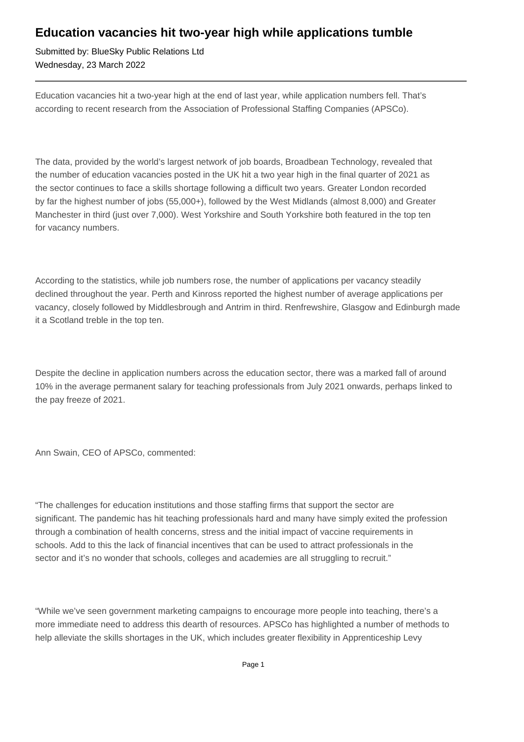# Education vacancies hit two-year high while applications tumble

Submitted by: BlueSky Public Relations Ltd
Wednesday, 23 March 2022

---

Education vacancies hit a two-year high at the end of last year, while application numbers fell. That's according to recent research from the Association of Professional Staffing Companies (APSCo).

The data, provided by the world's largest network of job boards, Broadbean Technology, revealed that the number of education vacancies posted in the UK hit a two year high in the final quarter of 2021 as the sector continues to face a skills shortage following a difficult two years. Greater London recorded by far the highest number of jobs (55,000+), followed by the West Midlands (almost 8,000) and Greater Manchester in third (just over 7,000). West Yorkshire and South Yorkshire both featured in the top ten for vacancy numbers.

According to the statistics, while job numbers rose, the number of applications per vacancy steadily declined throughout the year. Perth and Kinross reported the highest number of average applications per vacancy, closely followed by Middlesbrough and Antrim in third. Renfrewshire, Glasgow and Edinburgh made it a Scotland treble in the top ten.

Despite the decline in application numbers across the education sector, there was a marked fall of around 10% in the average permanent salary for teaching professionals from July 2021 onwards, perhaps linked to the pay freeze of 2021.

Ann Swain, CEO of APSCo, commented:

"The challenges for education institutions and those staffing firms that support the sector are significant. The pandemic has hit teaching professionals hard and many have simply exited the profession through a combination of health concerns, stress and the initial impact of vaccine requirements in schools. Add to this the lack of financial incentives that can be used to attract professionals in the sector and it's no wonder that schools, colleges and academies are all struggling to recruit."

"While we've seen government marketing campaigns to encourage more people into teaching, there's a more immediate need to address this dearth of resources. APSCo has highlighted a number of methods to help alleviate the skills shortages in the UK, which includes greater flexibility in Apprenticeship Levy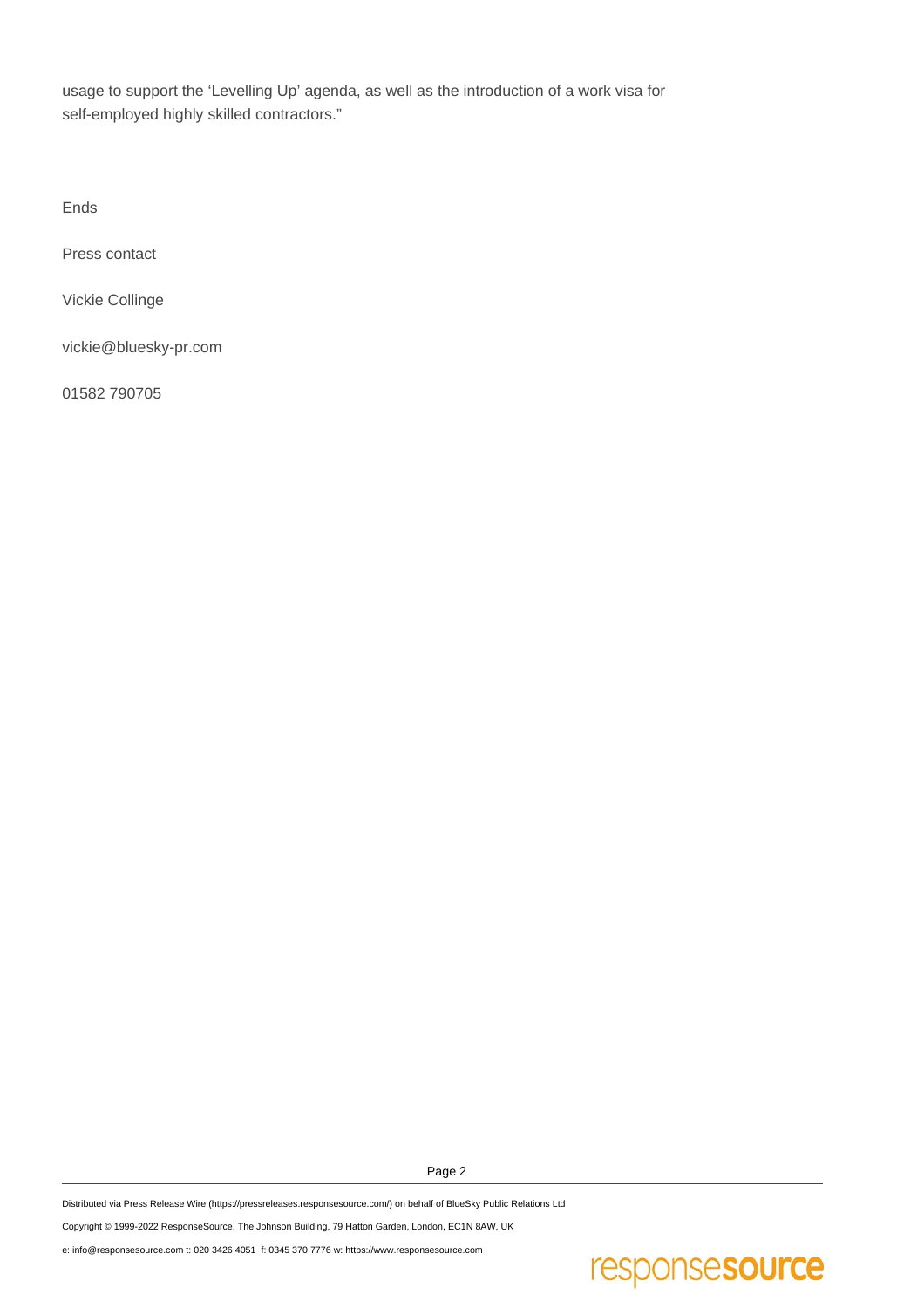usage to support the 'Levelling Up' agenda, as well as the introduction of a work visa for self-employed highly skilled contractors."

Ends

Press contact

Vickie Collinge

vickie@bluesky-pr.com

01582 790705

Distributed via Press Release Wire (https://pressreleases.responsesource.com/) on behalf of BlueSky Public Relations Ltd

Copyright © 1999-2022 ResponseSource, The Johnson Building, 79 Hatton Garden, London, EC1N 8AW, UK

e: info@responsesource.com t: 020 3426 4051 f: 0345 370 7776 w: https://www.responsesource.com